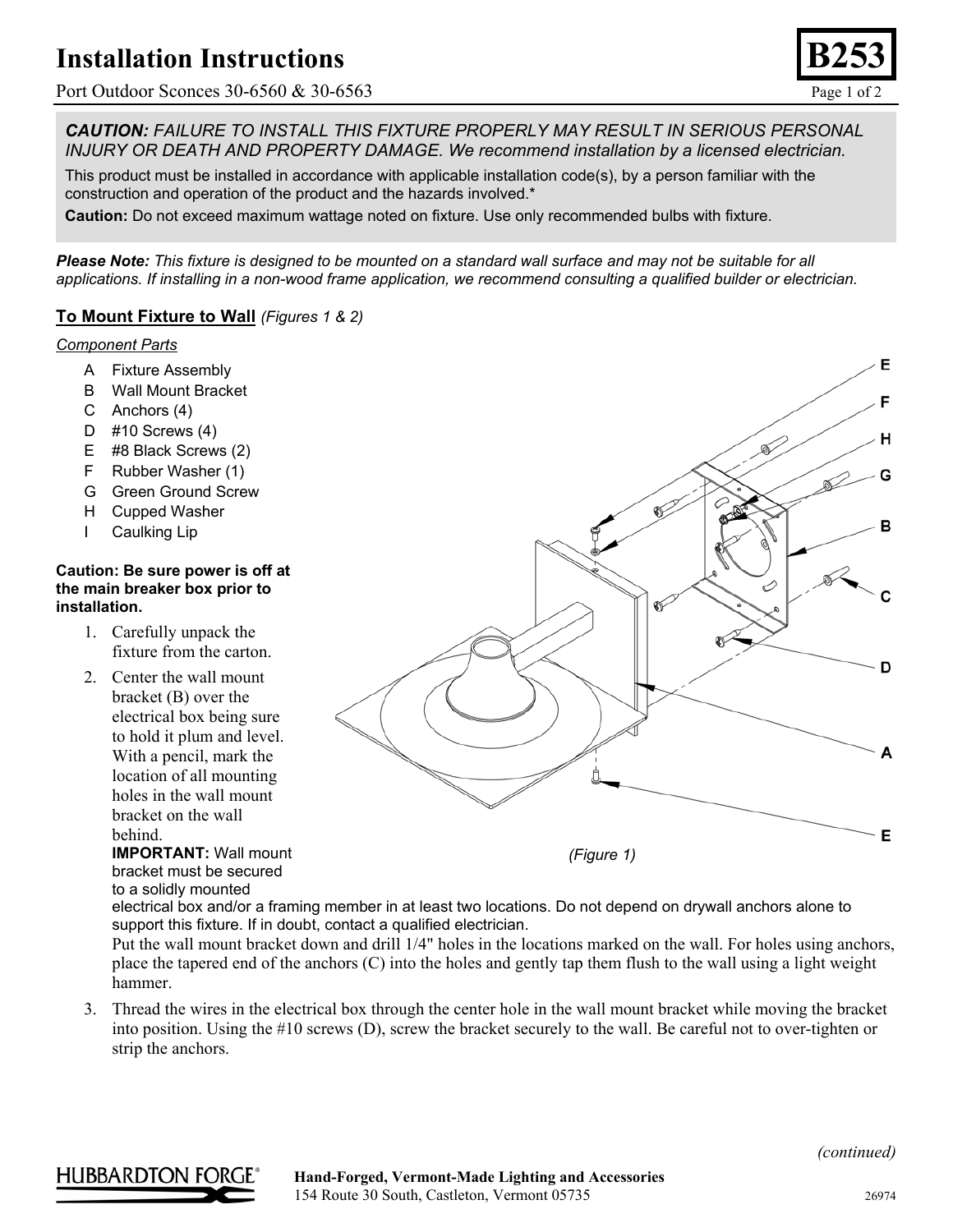# Installation Instructions

Port Outdoor Sconces 30-6560 & 30-6563

**B253**

***CAUTION:*** *FAILURE TO INSTALL THIS FIXTURE PROPERLY MAY RESULT IN SERIOUS PERSONAL INJURY OR DEATH AND PROPERTY DAMAGE. We recommend installation by a licensed electrician.*

This product must be installed in accordance with applicable installation code(s), by a person familiar with the construction and operation of the product and the hazards involved.*

**Caution:** Do not exceed maximum wattage noted on fixture. Use only recommended bulbs with fixture.

***Please Note:*** *This fixture is designed to be mounted on a standard wall surface and may not be suitable for all applications. If installing in a non-wood frame application, we recommend consulting a qualified builder or electrician.*

## To Mount Fixture to Wall *(Figures 1 & 2)*

*Component Parts*

- A Fixture Assembly
- B Wall Mount Bracket
- C Anchors (4)
- D #10 Screws (4)
- E #8 Black Screws (2)
- F Rubber Washer (1)
- G Green Ground Screw
- H Cupped Washer
- I Caulking Lip

**Caution: Be sure power is off at the main breaker box prior to installation.**

1. Carefully unpack the fixture from the carton.
2. Center the wall mount bracket (B) over the electrical box being sure to hold it plum and level. With a pencil, mark the location of all mounting holes in the wall mount bracket on the wall behind.
   **IMPORTANT:** Wall mount bracket must be secured to a solidly mounted electrical box and/or a framing member in at least two locations. Do not depend on drywall anchors alone to support this fixture. If in doubt, contact a qualified electrician.
   Put the wall mount bracket down and drill 1/4" holes in the locations marked on the wall. For holes using anchors, place the tapered end of the anchors (C) into the holes and gently tap them flush to the wall using a light weight hammer.
3. Thread the wires in the electrical box through the center hole in the wall mount bracket while moving the bracket into position. Using the #10 screws (D), screw the bracket securely to the wall. Be careful not to over-tighten or strip the anchors.

E
F
H
G
B
C
D
A
E

*(Figure 1)*

*(continued)*

**Hand-Forged, Vermont-Made Lighting and Accessories**
154 Route 30 South, Castleton, Vermont 05735

26974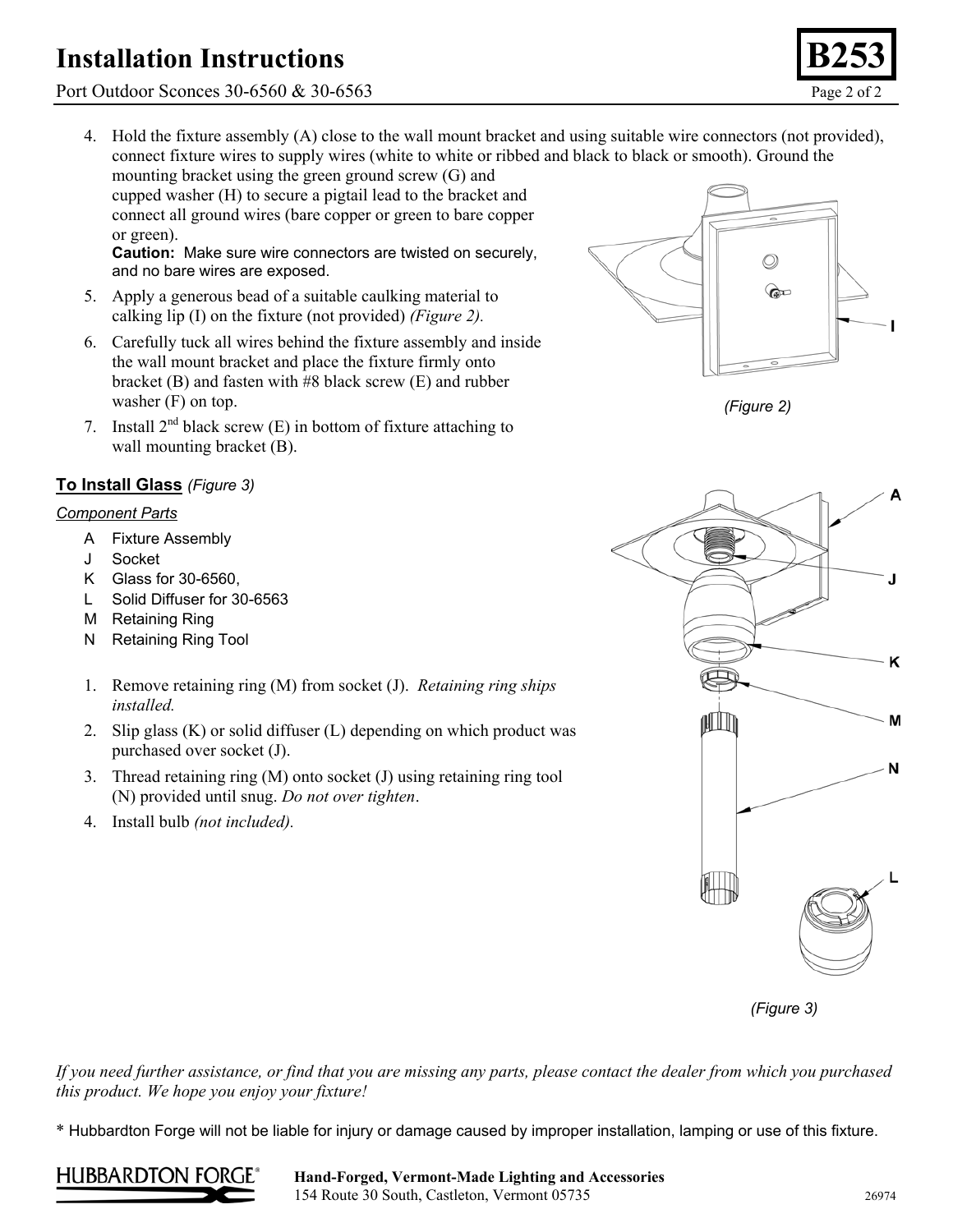4. Hold the fixture assembly (A) close to the wall mount bracket and using suitable wire connectors (not provided), connect fixture wires to supply wires (white to white or ribbed and black to black or smooth). Ground the mounting bracket using the green ground screw (G) and cupped washer (H) to secure a pigtail lead to the bracket and connect all ground wires (bare copper or green to bare copper or green).
   **Caution:** Make sure wire connectors are twisted on securely, and no bare wires are exposed.
5. Apply a generous bead of a suitable caulking material to calking lip (I) on the fixture (not provided) *(Figure 2).*
6. Carefully tuck all wires behind the fixture assembly and inside the wall mount bracket and place the fixture firmly onto bracket (B) and fasten with #8 black screw (E) and rubber washer (F) on top.
7. Install 2nd black screw (E) in bottom of fixture attaching to wall mounting bracket (B).

I

*(Figure 2)*

## To Install Glass *(Figure 3)*

*Component Parts*

- A Fixture Assembly
- J Socket
- K Glass for 30-6560,
- L Solid Diffuser for 30-6563
- M Retaining Ring
- N Retaining Ring Tool

1. Remove retaining ring (M) from socket (J). *Retaining ring ships installed.*
2. Slip glass (K) or solid diffuser (L) depending on which product was purchased over socket (J).
3. Thread retaining ring (M) onto socket (J) using retaining ring tool (N) provided until snug. *Do not over tighten*.
4. Install bulb *(not included).*

A
J
K
M
N
L

*(Figure 3)*

*If you need further assistance, or find that you are missing any parts, please contact the dealer from which you purchased this product. We hope you enjoy your fixture!*

\* Hubbardton Forge will not be liable for injury or damage caused by improper installation, lamping or use of this fixture.

HUBBARDTON FORGE®

**Hand-Forged, Vermont-Made Lighting and Accessories**
154 Route 30 South, Castleton, Vermont 05735

26974